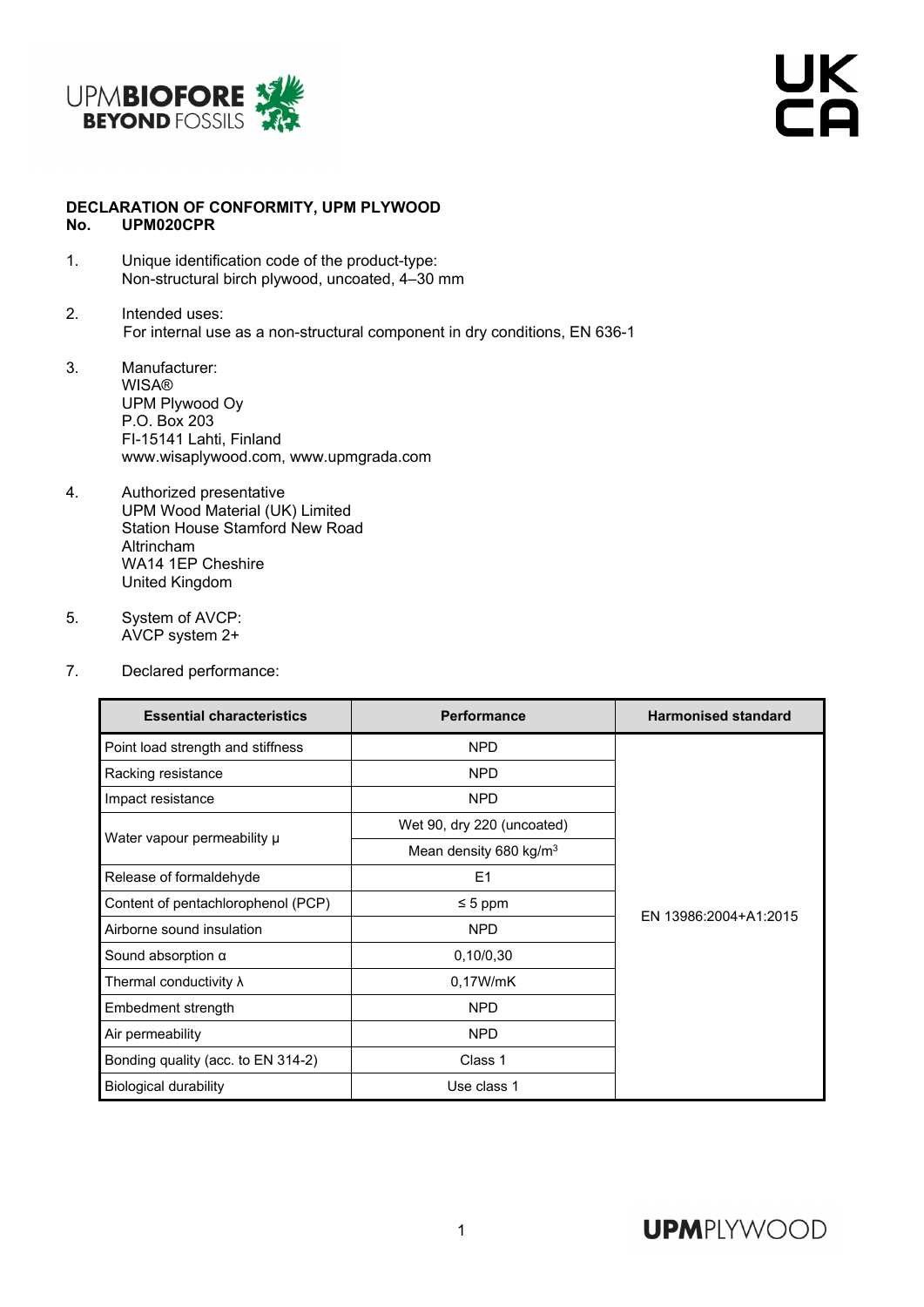UPMBIOFORE BEYOND FOSSILS

UK CA

**DECLARATION OF CONFORMITY, UPM PLYWOOD**
**No. UPM020CPR**

1. Unique identification code of the product-type:
   Non-structural birch plywood, uncoated, 4–30 mm

2. Intended uses:
   For internal use as a non-structural component in dry conditions, EN 636-1

3. Manufacturer:
   WISA®
   UPM Plywood Oy
   P.O. Box 203
   FI-15141 Lahti, Finland
   www.wisaplywood.com, www.upmgrada.com

4. Authorized presentative
   UPM Wood Material (UK) Limited
   Station House Stamford New Road
   Altrincham
   WA14 1EP Cheshire
   United Kingdom

5. System of AVCP:
   AVCP system 2+

7. Declared performance:

| Essential characteristics | Performance | Harmonised standard |
|---|---|---|
| Point load strength and stiffness | NPD | EN 13986:2004+A1:2015 |
| Racking resistance | NPD | |
| Impact resistance | NPD | |
| Water vapour permeability μ | Wet 90, dry 220 (uncoated) | |
| | Mean density 680 kg/m$^3$ | |
| Release of formaldehyde | E1 | |
| Content of pentachlorophenol (PCP) | ≤ 5 ppm | |
| Airborne sound insulation | NPD | |
| Sound absorption α | 0,10/0,30 | |
| Thermal conductivity λ | 0,17W/mK | |
| Embedment strength | NPD | |
| Air permeability | NPD | |
| Bonding quality (acc. to EN 314-2) | Class 1 | |
| Biological durability | Use class 1 | |

UPMPLYWOOD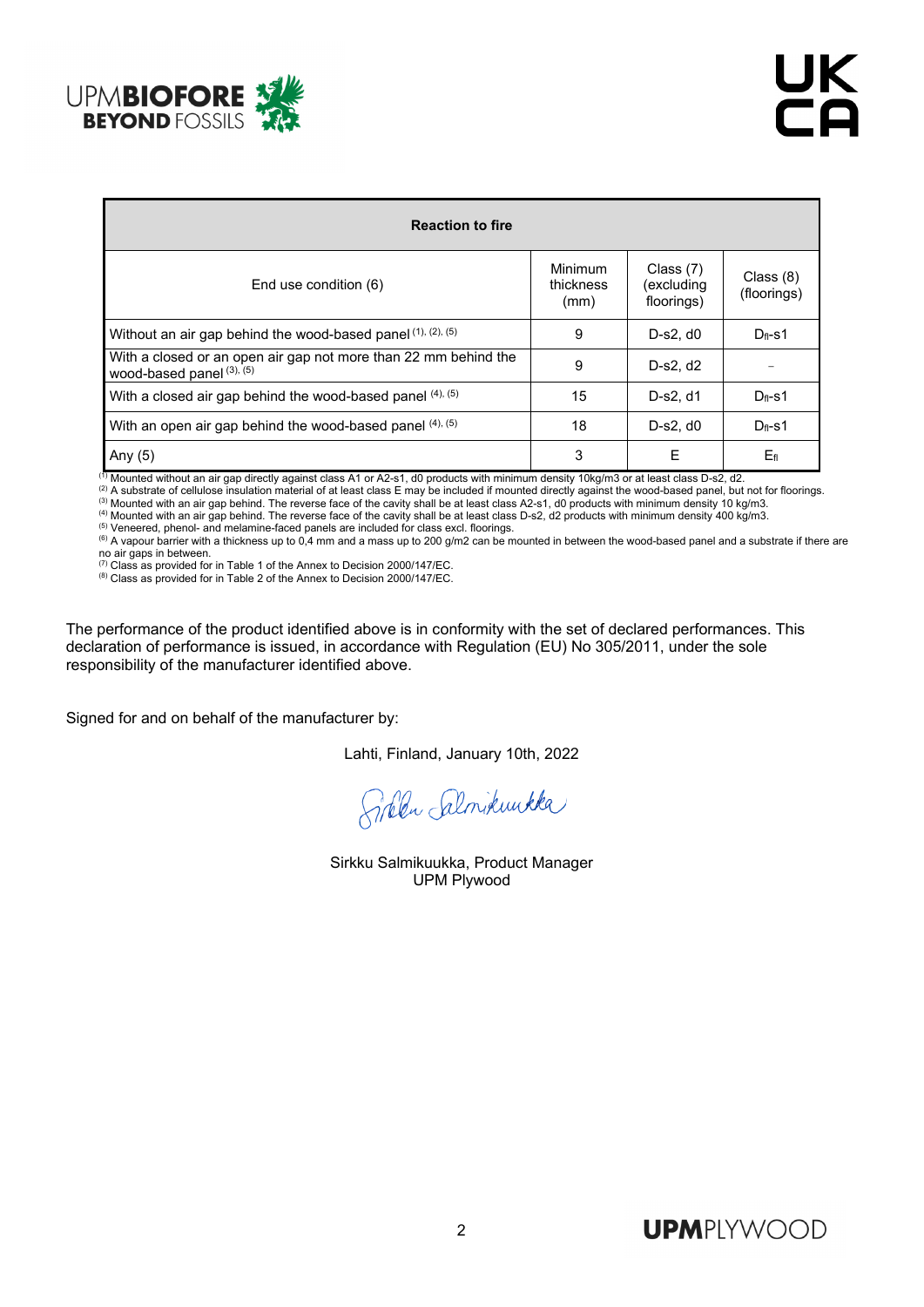| Reaction to fire | | | |
|---|---|---|---|
| End use condition (6) | Minimum thickness (mm) | Class (7) (excluding floorings) | Class (8) (floorings) |
| Without an air gap behind the wood-based panel [1], [2], [5] | 9 | D-s2, d0 | $D_{fl}$-s1 |
| With a closed or an open air gap not more than 22 mm behind the wood-based panel [3], [5] | 9 | D-s2, d2 | – |
| With a closed air gap behind the wood-based panel [4], [5] | 15 | D-s2, d1 | $D_{fl}$-s1 |
| With an open air gap behind the wood-based panel [4], [5] | 18 | D-s2, d0 | $D_{fl}$-s1 |
| Any (5) | 3 | E | $E_{fl}$ |

[1] Mounted without an air gap directly against class A1 or A2-s1, d0 products with minimum density 10kg/m3 or at least class D-s2, d2.
[2] A substrate of cellulose insulation material of at least class E may be included if mounted directly against the wood-based panel, but not for floorings.
[3] Mounted with an air gap behind. The reverse face of the cavity shall be at least class A2-s1, d0 products with minimum density 10 kg/m3.
[4] Mounted with an air gap behind. The reverse face of the cavity shall be at least class D-s2, d2 products with minimum density 400 kg/m3.
[5] Veneered, phenol- and melamine-faced panels are included for class excl. floorings.
[6] A vapour barrier with a thickness up to 0,4 mm and a mass up to 200 g/m2 can be mounted in between the wood-based panel and a substrate if there are no air gaps in between.
[7] Class as provided for in Table 1 of the Annex to Decision 2000/147/EC.
[8] Class as provided for in Table 2 of the Annex to Decision 2000/147/EC.

The performance of the product identified above is in conformity with the set of declared performances. This declaration of performance is issued, in accordance with Regulation (EU) No 305/2011, under the sole responsibility of the manufacturer identified above.

Signed for and on behalf of the manufacturer by:

Lahti, Finland, January 10th, 2022

Sirkku Salmikuukka, Product Manager
UPM Plywood